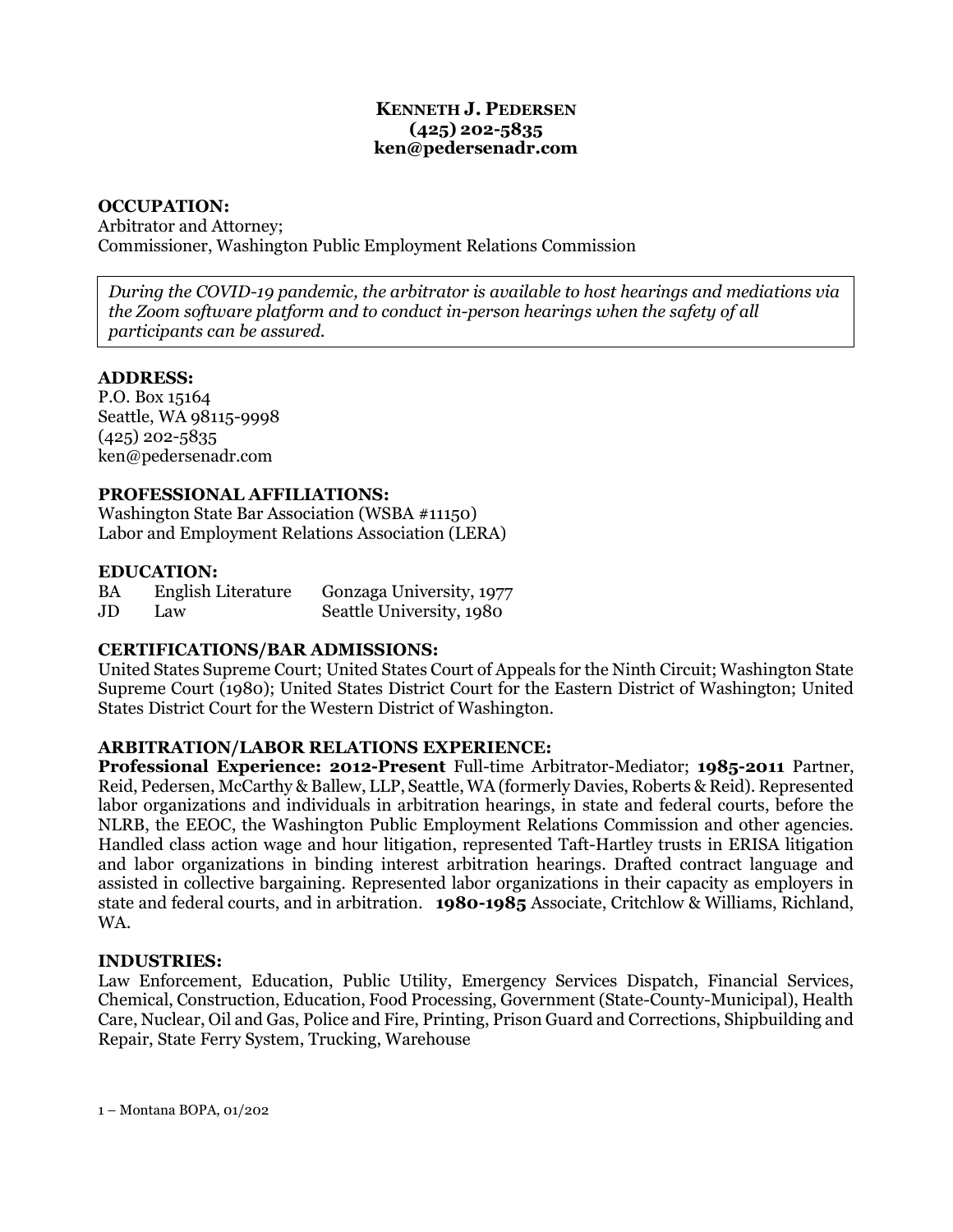**KENNETH J. PEDERSEN**
**(425) 202-5835**
**ken@pedersenadr.com**

## OCCUPATION:

Arbitrator and Attorney;
Commissioner, Washington Public Employment Relations Commission

*During the COVID-19 pandemic, the arbitrator is available to host hearings and mediations via the Zoom software platform and to conduct in-person hearings when the safety of all participants can be assured.*

## ADDRESS:

P.O. Box 15164
Seattle, WA 98115-9998
(425) 202-5835
ken@pedersenadr.com

## PROFESSIONAL AFFILIATIONS:

Washington State Bar Association (WSBA #11150)
Labor and Employment Relations Association (LERA)

## EDUCATION:

| | | |
|---|---|---|
| BA | English Literature | Gonzaga University, 1977 |
| JD | Law | Seattle University, 1980 |

## CERTIFICATIONS/BAR ADMISSIONS:

United States Supreme Court; United States Court of Appeals for the Ninth Circuit; Washington State Supreme Court (1980); United States District Court for the Eastern District of Washington; United States District Court for the Western District of Washington.

## ARBITRATION/LABOR RELATIONS EXPERIENCE:

**Professional Experience: 2012-Present** Full-time Arbitrator-Mediator; **1985-2011** Partner, Reid, Pedersen, McCarthy & Ballew, LLP, Seattle, WA (formerly Davies, Roberts & Reid). Represented labor organizations and individuals in arbitration hearings, in state and federal courts, before the NLRB, the EEOC, the Washington Public Employment Relations Commission and other agencies. Handled class action wage and hour litigation, represented Taft-Hartley trusts in ERISA litigation and labor organizations in binding interest arbitration hearings. Drafted contract language and assisted in collective bargaining. Represented labor organizations in their capacity as employers in state and federal courts, and in arbitration. **1980-1985** Associate, Critchlow & Williams, Richland, WA.

## INDUSTRIES:

Law Enforcement, Education, Public Utility, Emergency Services Dispatch, Financial Services, Chemical, Construction, Education, Food Processing, Government (State-County-Municipal), Health Care, Nuclear, Oil and Gas, Police and Fire, Printing, Prison Guard and Corrections, Shipbuilding and Repair, State Ferry System, Trucking, Warehouse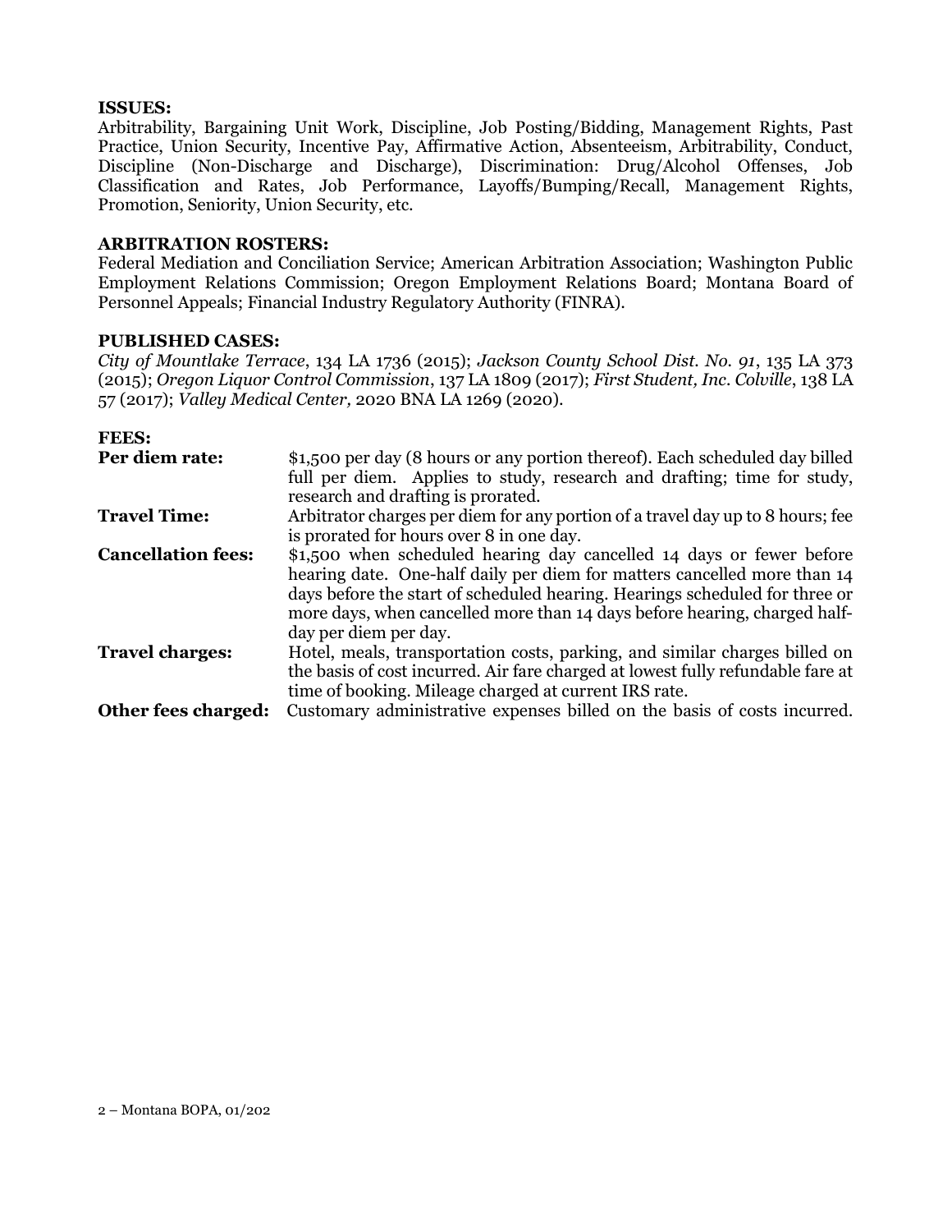**ISSUES:**
Arbitrability, Bargaining Unit Work, Discipline, Job Posting/Bidding, Management Rights, Past Practice, Union Security, Incentive Pay, Affirmative Action, Absenteeism, Arbitrability, Conduct, Discipline (Non-Discharge and Discharge), Discrimination: Drug/Alcohol Offenses, Job Classification and Rates, Job Performance, Layoffs/Bumping/Recall, Management Rights, Promotion, Seniority, Union Security, etc.

**ARBITRATION ROSTERS:**
Federal Mediation and Conciliation Service; American Arbitration Association; Washington Public Employment Relations Commission; Oregon Employment Relations Board; Montana Board of Personnel Appeals; Financial Industry Regulatory Authority (FINRA).

**PUBLISHED CASES:**
*City of Mountlake Terrace*, 134 LA 1736 (2015); *Jackson County School Dist. No. 91*, 135 LA 373 (2015); *Oregon Liquor Control Commission*, 137 LA 1809 (2017); *First Student, Inc. Colville*, 138 LA 57 (2017); *Valley Medical Center,* 2020 BNA LA 1269 (2020).

**FEES:**

| | |
|---|---|
| **Per diem rate:** | $1,500 per day (8 hours or any portion thereof). Each scheduled day billed full per diem. Applies to study, research and drafting; time for study, research and drafting is prorated. |
| **Travel Time:** | Arbitrator charges per diem for any portion of a travel day up to 8 hours; fee is prorated for hours over 8 in one day. |
| **Cancellation fees:** | $1,500 when scheduled hearing day cancelled 14 days or fewer before hearing date. One-half daily per diem for matters cancelled more than 14 days before the start of scheduled hearing. Hearings scheduled for three or more days, when cancelled more than 14 days before hearing, charged half-day per diem per day. |
| **Travel charges:** | Hotel, meals, transportation costs, parking, and similar charges billed on the basis of cost incurred. Air fare charged at lowest fully refundable fare at time of booking. Mileage charged at current IRS rate. |
| **Other fees charged:** | Customary administrative expenses billed on the basis of costs incurred. |

2 – Montana BOPA, 01/202